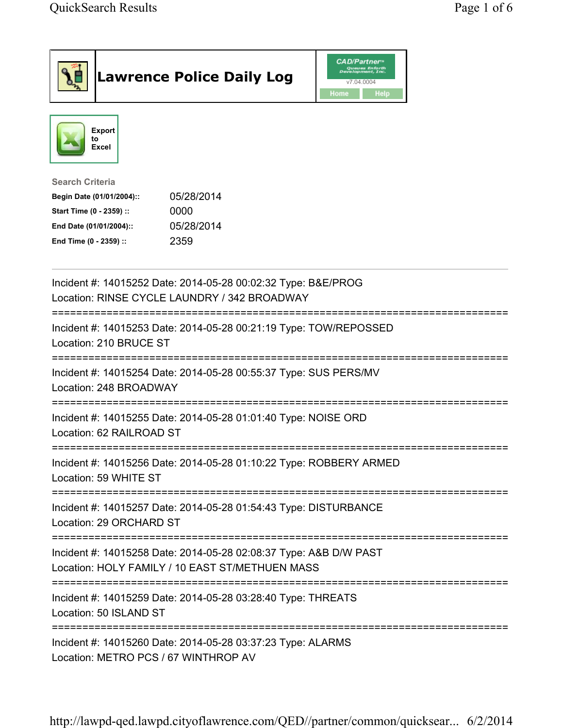# Lawrence Police Daily Log

CAD/Partner™
v7.04.0004
Home Help

Export to Excel

**Search Criteria**

| | |
|---|---|
| **Begin Date (01/01/2004)::** | 05/28/2014 |
| **Start Time (0 - 2359) ::** | 0000 |
| **End Date (01/01/2004)::** | 05/28/2014 |
| **End Time (0 - 2359) ::** | 2359 |

---

Incident #: 14015252 Date: 2014-05-28 00:02:32 Type: B&E/PROG
Location: RINSE CYCLE LAUNDRY / 342 BROADWAY

===========================================================================

Incident #: 14015253 Date: 2014-05-28 00:21:19 Type: TOW/REPOSSED
Location: 210 BRUCE ST

===========================================================================

Incident #: 14015254 Date: 2014-05-28 00:55:37 Type: SUS PERS/MV
Location: 248 BROADWAY

===========================================================================

Incident #: 14015255 Date: 2014-05-28 01:01:40 Type: NOISE ORD
Location: 62 RAILROAD ST

===========================================================================

Incident #: 14015256 Date: 2014-05-28 01:10:22 Type: ROBBERY ARMED
Location: 59 WHITE ST

===========================================================================

Incident #: 14015257 Date: 2014-05-28 01:54:43 Type: DISTURBANCE
Location: 29 ORCHARD ST

===========================================================================

Incident #: 14015258 Date: 2014-05-28 02:08:37 Type: A&B D/W PAST
Location: HOLY FAMILY / 10 EAST ST/METHUEN MASS

===========================================================================

Incident #: 14015259 Date: 2014-05-28 03:28:40 Type: THREATS
Location: 50 ISLAND ST

===========================================================================

Incident #: 14015260 Date: 2014-05-28 03:37:23 Type: ALARMS
Location: METRO PCS / 67 WINTHROP AV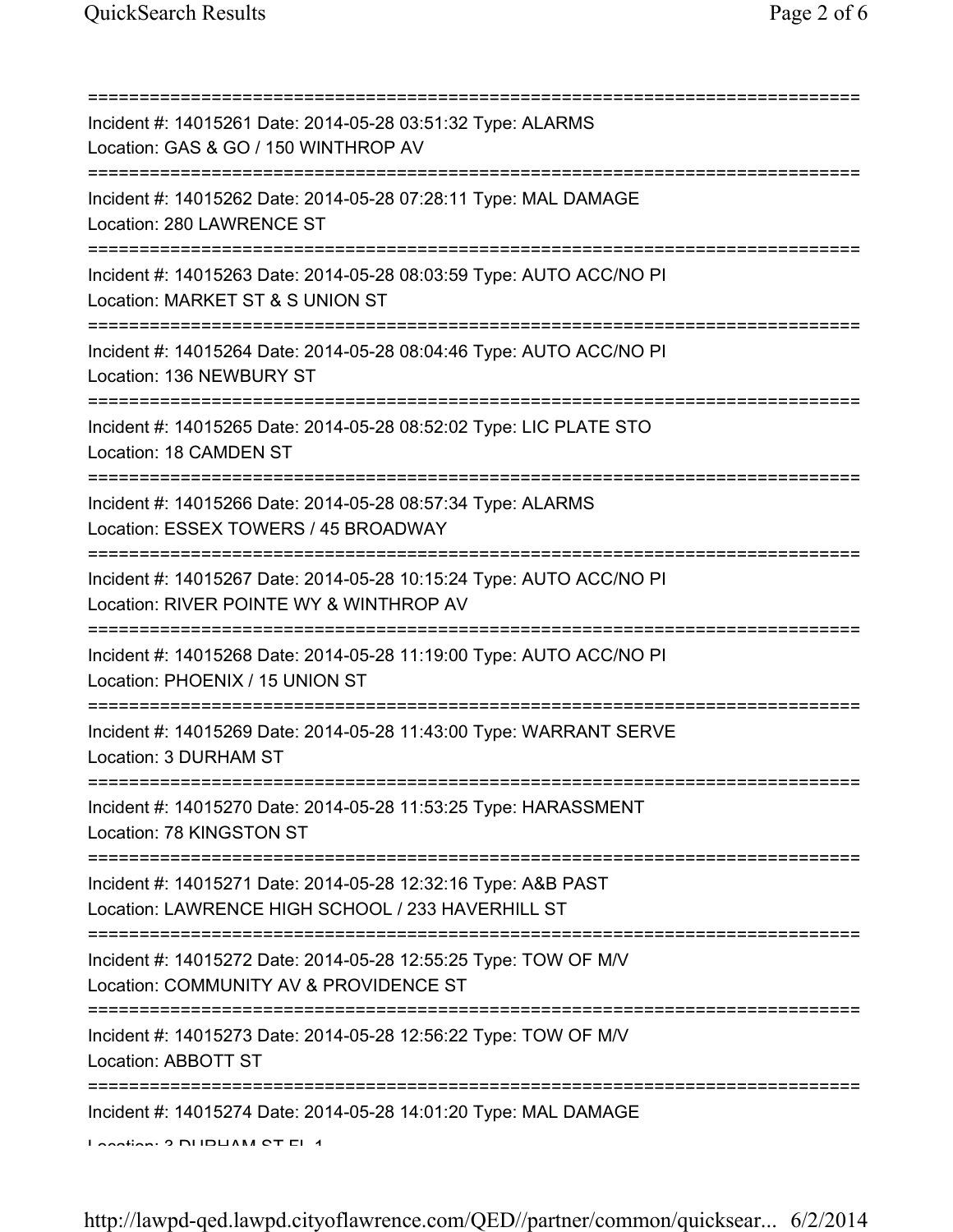Incident #: 14015261 Date: 2014-05-28 03:51:32 Type: ALARMS
Location: GAS & GO / 150 WINTHROP AV

Incident #: 14015262 Date: 2014-05-28 07:28:11 Type: MAL DAMAGE
Location: 280 LAWRENCE ST

Incident #: 14015263 Date: 2014-05-28 08:03:59 Type: AUTO ACC/NO PI
Location: MARKET ST & S UNION ST

Incident #: 14015264 Date: 2014-05-28 08:04:46 Type: AUTO ACC/NO PI
Location: 136 NEWBURY ST

Incident #: 14015265 Date: 2014-05-28 08:52:02 Type: LIC PLATE STO
Location: 18 CAMDEN ST

Incident #: 14015266 Date: 2014-05-28 08:57:34 Type: ALARMS
Location: ESSEX TOWERS / 45 BROADWAY

Incident #: 14015267 Date: 2014-05-28 10:15:24 Type: AUTO ACC/NO PI
Location: RIVER POINTE WY & WINTHROP AV

Incident #: 14015268 Date: 2014-05-28 11:19:00 Type: AUTO ACC/NO PI
Location: PHOENIX / 15 UNION ST

Incident #: 14015269 Date: 2014-05-28 11:43:00 Type: WARRANT SERVE
Location: 3 DURHAM ST

Incident #: 14015270 Date: 2014-05-28 11:53:25 Type: HARASSMENT
Location: 78 KINGSTON ST

Incident #: 14015271 Date: 2014-05-28 12:32:16 Type: A&B PAST
Location: LAWRENCE HIGH SCHOOL / 233 HAVERHILL ST

Incident #: 14015272 Date: 2014-05-28 12:55:25 Type: TOW OF M/V
Location: COMMUNITY AV & PROVIDENCE ST

Incident #: 14015273 Date: 2014-05-28 12:56:22 Type: TOW OF M/V
Location: ABBOTT ST

Incident #: 14015274 Date: 2014-05-28 14:01:20 Type: MAL DAMAGE
Location: 3 DURHAM ST FL 1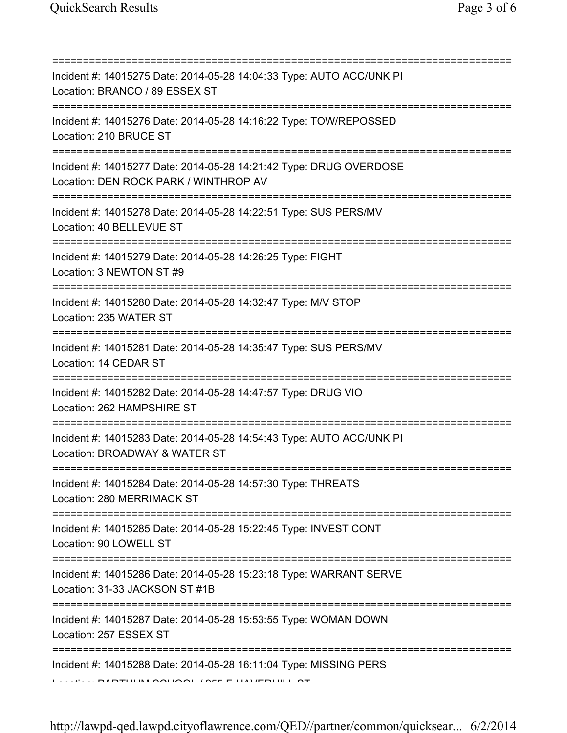===========================================================================
Incident #: 14015275 Date: 2014-05-28 14:04:33 Type: AUTO ACC/UNK PI
Location: BRANCO / 89 ESSEX ST
===========================================================================
Incident #: 14015276 Date: 2014-05-28 14:16:22 Type: TOW/REPOSSED
Location: 210 BRUCE ST
===========================================================================
Incident #: 14015277 Date: 2014-05-28 14:21:42 Type: DRUG OVERDOSE
Location: DEN ROCK PARK / WINTHROP AV
===========================================================================
Incident #: 14015278 Date: 2014-05-28 14:22:51 Type: SUS PERS/MV
Location: 40 BELLEVUE ST
===========================================================================
Incident #: 14015279 Date: 2014-05-28 14:26:25 Type: FIGHT
Location: 3 NEWTON ST #9
===========================================================================
Incident #: 14015280 Date: 2014-05-28 14:32:47 Type: M/V STOP
Location: 235 WATER ST
===========================================================================
Incident #: 14015281 Date: 2014-05-28 14:35:47 Type: SUS PERS/MV
Location: 14 CEDAR ST
===========================================================================
Incident #: 14015282 Date: 2014-05-28 14:47:57 Type: DRUG VIO
Location: 262 HAMPSHIRE ST
===========================================================================
Incident #: 14015283 Date: 2014-05-28 14:54:43 Type: AUTO ACC/UNK PI
Location: BROADWAY & WATER ST
===========================================================================
Incident #: 14015284 Date: 2014-05-28 14:57:30 Type: THREATS
Location: 280 MERRIMACK ST
===========================================================================
Incident #: 14015285 Date: 2014-05-28 15:22:45 Type: INVEST CONT
Location: 90 LOWELL ST
===========================================================================
Incident #: 14015286 Date: 2014-05-28 15:23:18 Type: WARRANT SERVE
Location: 31-33 JACKSON ST #1B
===========================================================================
Incident #: 14015287 Date: 2014-05-28 15:53:55 Type: WOMAN DOWN
Location: 257 ESSEX ST
===========================================================================
Incident #: 14015288 Date: 2014-05-28 16:11:04 Type: MISSING PERS
Location: BARTHUM SCHOOL / 255 E HAVERHILL ST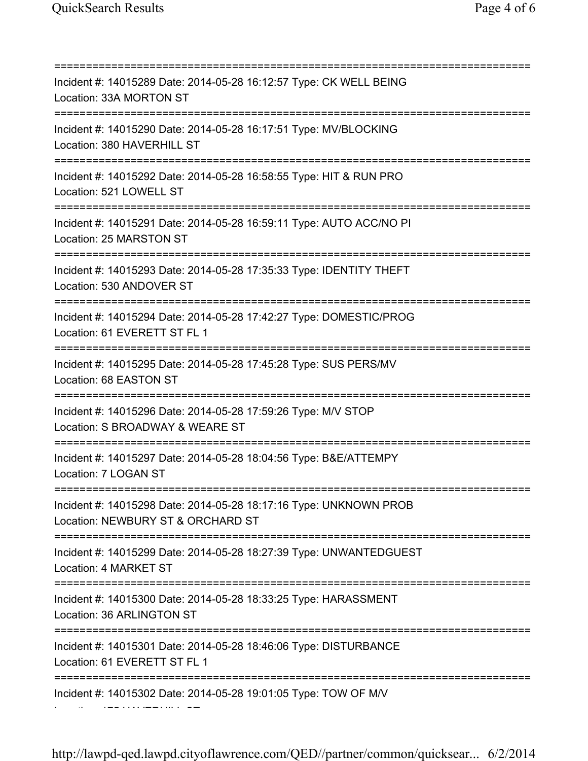===========================================================================
Incident #: 14015289 Date: 2014-05-28 16:12:57 Type: CK WELL BEING
Location: 33A MORTON ST
===========================================================================
Incident #: 14015290 Date: 2014-05-28 16:17:51 Type: MV/BLOCKING
Location: 380 HAVERHILL ST
===========================================================================
Incident #: 14015292 Date: 2014-05-28 16:58:55 Type: HIT & RUN PRO
Location: 521 LOWELL ST
===========================================================================
Incident #: 14015291 Date: 2014-05-28 16:59:11 Type: AUTO ACC/NO PI
Location: 25 MARSTON ST
===========================================================================
Incident #: 14015293 Date: 2014-05-28 17:35:33 Type: IDENTITY THEFT
Location: 530 ANDOVER ST
===========================================================================
Incident #: 14015294 Date: 2014-05-28 17:42:27 Type: DOMESTIC/PROG
Location: 61 EVERETT ST FL 1
===========================================================================
Incident #: 14015295 Date: 2014-05-28 17:45:28 Type: SUS PERS/MV
Location: 68 EASTON ST
===========================================================================
Incident #: 14015296 Date: 2014-05-28 17:59:26 Type: M/V STOP
Location: S BROADWAY & WEARE ST
===========================================================================
Incident #: 14015297 Date: 2014-05-28 18:04:56 Type: B&E/ATTEMPY
Location: 7 LOGAN ST
===========================================================================
Incident #: 14015298 Date: 2014-05-28 18:17:16 Type: UNKNOWN PROB
Location: NEWBURY ST & ORCHARD ST
===========================================================================
Incident #: 14015299 Date: 2014-05-28 18:27:39 Type: UNWANTEDGUEST
Location: 4 MARKET ST
===========================================================================
Incident #: 14015300 Date: 2014-05-28 18:33:25 Type: HARASSMENT
Location: 36 ARLINGTON ST
===========================================================================
Incident #: 14015301 Date: 2014-05-28 18:46:06 Type: DISTURBANCE
Location: 61 EVERETT ST FL 1
===========================================================================
Incident #: 14015302 Date: 2014-05-28 19:01:05 Type: TOW OF M/V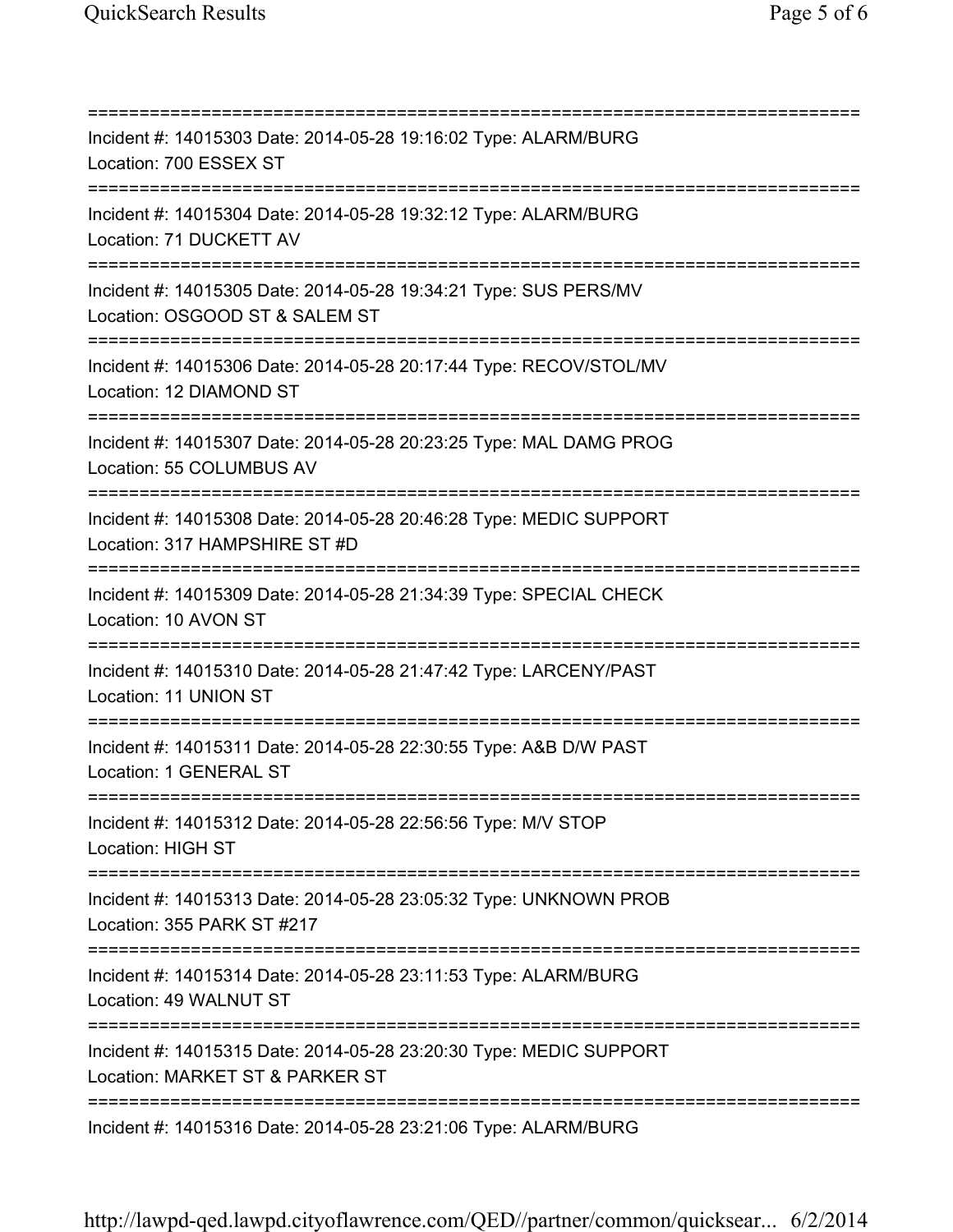===========================================================================
Incident #: 14015303 Date: 2014-05-28 19:16:02 Type: ALARM/BURG
Location: 700 ESSEX ST
===========================================================================
Incident #: 14015304 Date: 2014-05-28 19:32:12 Type: ALARM/BURG
Location: 71 DUCKETT AV
===========================================================================
Incident #: 14015305 Date: 2014-05-28 19:34:21 Type: SUS PERS/MV
Location: OSGOOD ST & SALEM ST
===========================================================================
Incident #: 14015306 Date: 2014-05-28 20:17:44 Type: RECOV/STOL/MV
Location: 12 DIAMOND ST
===========================================================================
Incident #: 14015307 Date: 2014-05-28 20:23:25 Type: MAL DAMG PROG
Location: 55 COLUMBUS AV
===========================================================================
Incident #: 14015308 Date: 2014-05-28 20:46:28 Type: MEDIC SUPPORT
Location: 317 HAMPSHIRE ST #D
===========================================================================
Incident #: 14015309 Date: 2014-05-28 21:34:39 Type: SPECIAL CHECK
Location: 10 AVON ST
===========================================================================
Incident #: 14015310 Date: 2014-05-28 21:47:42 Type: LARCENY/PAST
Location: 11 UNION ST
===========================================================================
Incident #: 14015311 Date: 2014-05-28 22:30:55 Type: A&B D/W PAST
Location: 1 GENERAL ST
===========================================================================
Incident #: 14015312 Date: 2014-05-28 22:56:56 Type: M/V STOP
Location: HIGH ST
===========================================================================
Incident #: 14015313 Date: 2014-05-28 23:05:32 Type: UNKNOWN PROB
Location: 355 PARK ST #217
===========================================================================
Incident #: 14015314 Date: 2014-05-28 23:11:53 Type: ALARM/BURG
Location: 49 WALNUT ST
===========================================================================
Incident #: 14015315 Date: 2014-05-28 23:20:30 Type: MEDIC SUPPORT
Location: MARKET ST & PARKER ST
===========================================================================
Incident #: 14015316 Date: 2014-05-28 23:21:06 Type: ALARM/BURG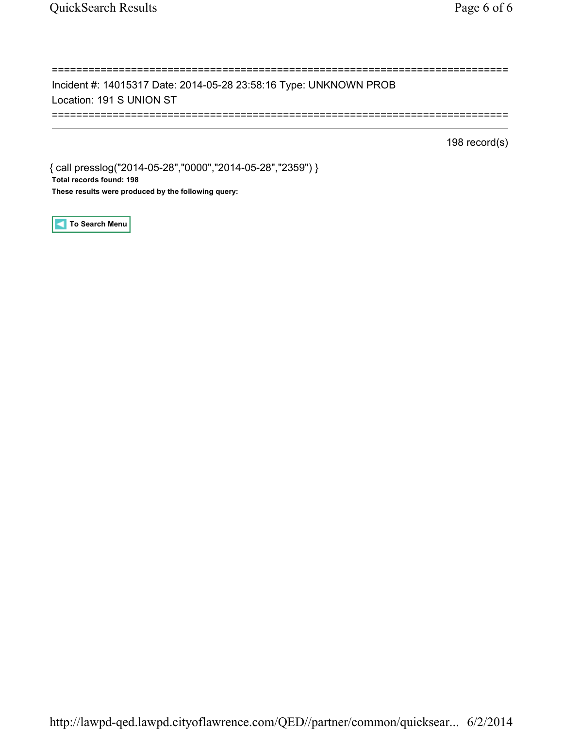==========================================================================
Incident #: 14015317 Date: 2014-05-28 23:58:16 Type: UNKNOWN PROB
Location: 191 S UNION ST
==========================================================================

---

198 record(s)

{ call presslog("2014-05-28","0000","2014-05-28","2359") }

**Total records found: 198**

**These results were produced by the following query:**

**To Search Menu**